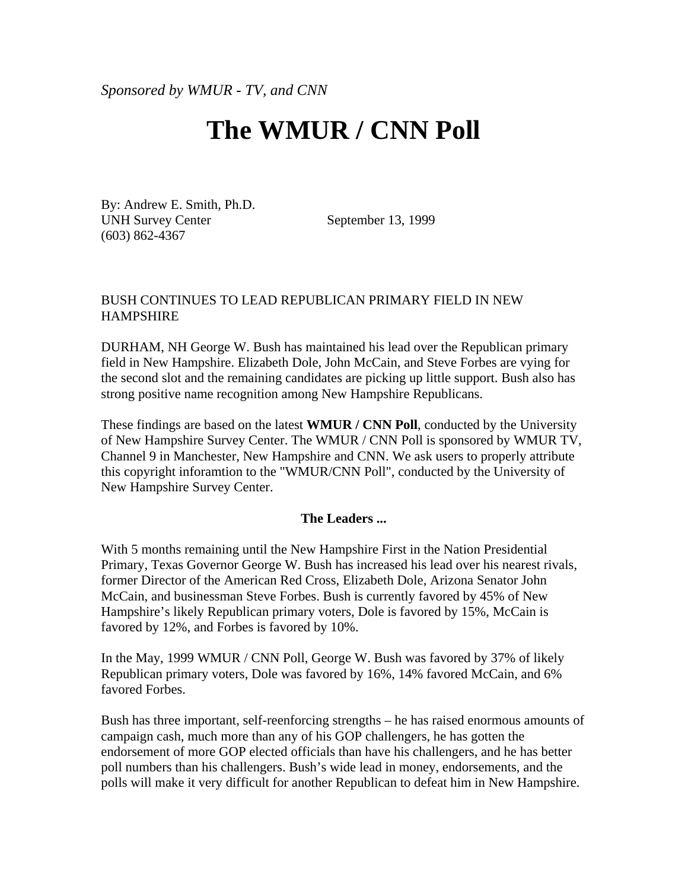*Sponsored by WMUR - TV, and CNN*

# The WMUR / CNN Poll

By: Andrew E. Smith, Ph.D.
UNH Survey Center
(603) 862-4367

September 13, 1999

BUSH CONTINUES TO LEAD REPUBLICAN PRIMARY FIELD IN NEW HAMPSHIRE

DURHAM, NH George W. Bush has maintained his lead over the Republican primary field in New Hampshire. Elizabeth Dole, John McCain, and Steve Forbes are vying for the second slot and the remaining candidates are picking up little support. Bush also has strong positive name recognition among New Hampshire Republicans.

These findings are based on the latest **WMUR / CNN Poll**, conducted by the University of New Hampshire Survey Center. The WMUR / CNN Poll is sponsored by WMUR TV, Channel 9 in Manchester, New Hampshire and CNN. We ask users to properly attribute this copyright inforamtion to the "WMUR/CNN Poll", conducted by the University of New Hampshire Survey Center.

**The Leaders ...**

With 5 months remaining until the New Hampshire First in the Nation Presidential Primary, Texas Governor George W. Bush has increased his lead over his nearest rivals, former Director of the American Red Cross, Elizabeth Dole, Arizona Senator John McCain, and businessman Steve Forbes. Bush is currently favored by 45% of New Hampshire's likely Republican primary voters, Dole is favored by 15%, McCain is favored by 12%, and Forbes is favored by 10%.

In the May, 1999 WMUR / CNN Poll, George W. Bush was favored by 37% of likely Republican primary voters, Dole was favored by 16%, 14% favored McCain, and 6% favored Forbes.

Bush has three important, self-reenforcing strengths – he has raised enormous amounts of campaign cash, much more than any of his GOP challengers, he has gotten the endorsement of more GOP elected officials than have his challengers, and he has better poll numbers than his challengers. Bush's wide lead in money, endorsements, and the polls will make it very difficult for another Republican to defeat him in New Hampshire.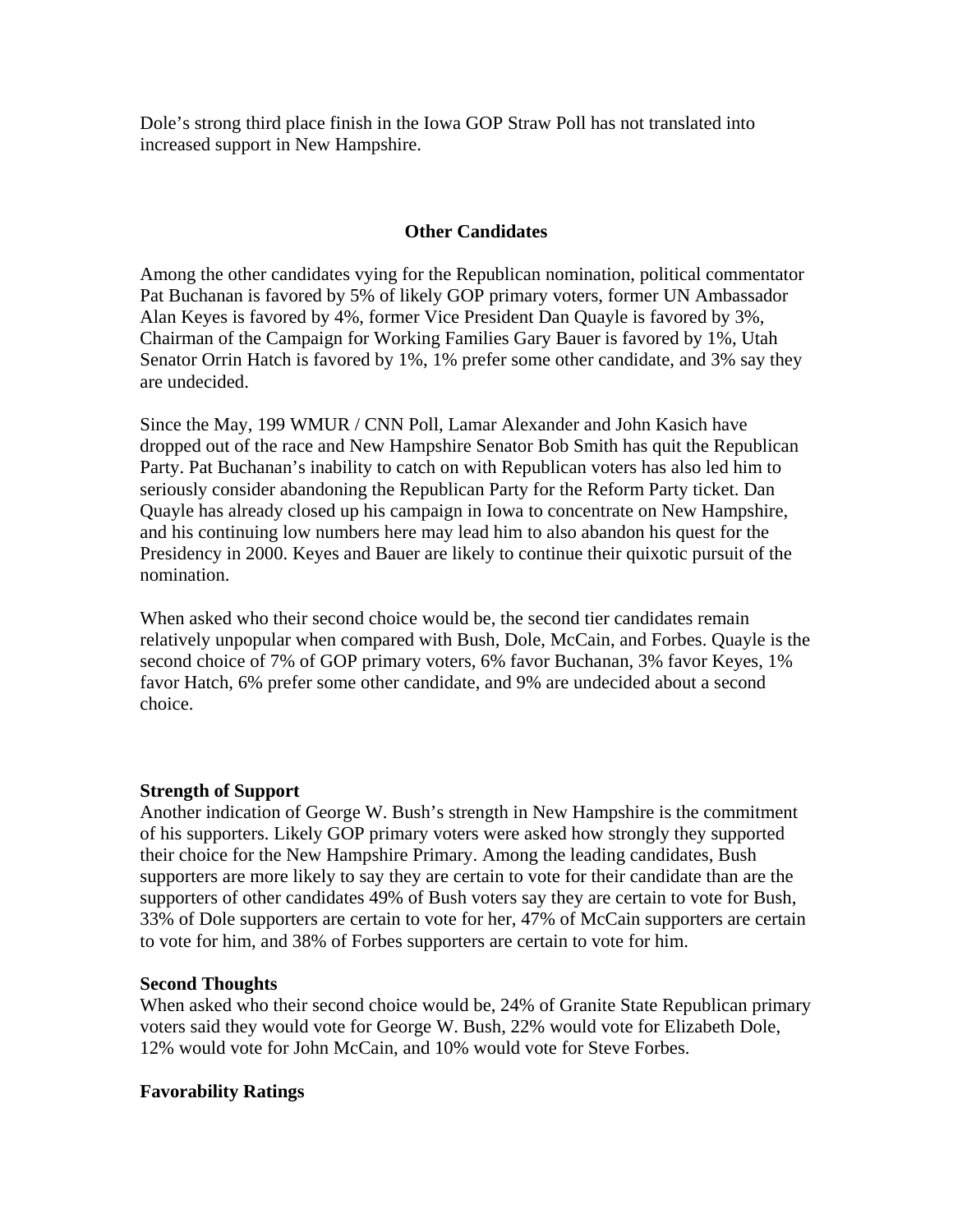Dole's strong third place finish in the Iowa GOP Straw Poll has not translated into increased support in New Hampshire.

## Other Candidates

Among the other candidates vying for the Republican nomination, political commentator Pat Buchanan is favored by 5% of likely GOP primary voters, former UN Ambassador Alan Keyes is favored by 4%, former Vice President Dan Quayle is favored by 3%, Chairman of the Campaign for Working Families Gary Bauer is favored by 1%, Utah Senator Orrin Hatch is favored by 1%, 1% prefer some other candidate, and 3% say they are undecided.

Since the May, 199 WMUR / CNN Poll, Lamar Alexander and John Kasich have dropped out of the race and New Hampshire Senator Bob Smith has quit the Republican Party. Pat Buchanan's inability to catch on with Republican voters has also led him to seriously consider abandoning the Republican Party for the Reform Party ticket. Dan Quayle has already closed up his campaign in Iowa to concentrate on New Hampshire, and his continuing low numbers here may lead him to also abandon his quest for the Presidency in 2000. Keyes and Bauer are likely to continue their quixotic pursuit of the nomination.

When asked who their second choice would be, the second tier candidates remain relatively unpopular when compared with Bush, Dole, McCain, and Forbes. Quayle is the second choice of 7% of GOP primary voters, 6% favor Buchanan, 3% favor Keyes, 1% favor Hatch, 6% prefer some other candidate, and 9% are undecided about a second choice.

**Strength of Support**

Another indication of George W. Bush's strength in New Hampshire is the commitment of his supporters. Likely GOP primary voters were asked how strongly they supported their choice for the New Hampshire Primary. Among the leading candidates, Bush supporters are more likely to say they are certain to vote for their candidate than are the supporters of other candidates 49% of Bush voters say they are certain to vote for Bush, 33% of Dole supporters are certain to vote for her, 47% of McCain supporters are certain to vote for him, and 38% of Forbes supporters are certain to vote for him.

**Second Thoughts**

When asked who their second choice would be, 24% of Granite State Republican primary voters said they would vote for George W. Bush, 22% would vote for Elizabeth Dole, 12% would vote for John McCain, and 10% would vote for Steve Forbes.

**Favorability Ratings**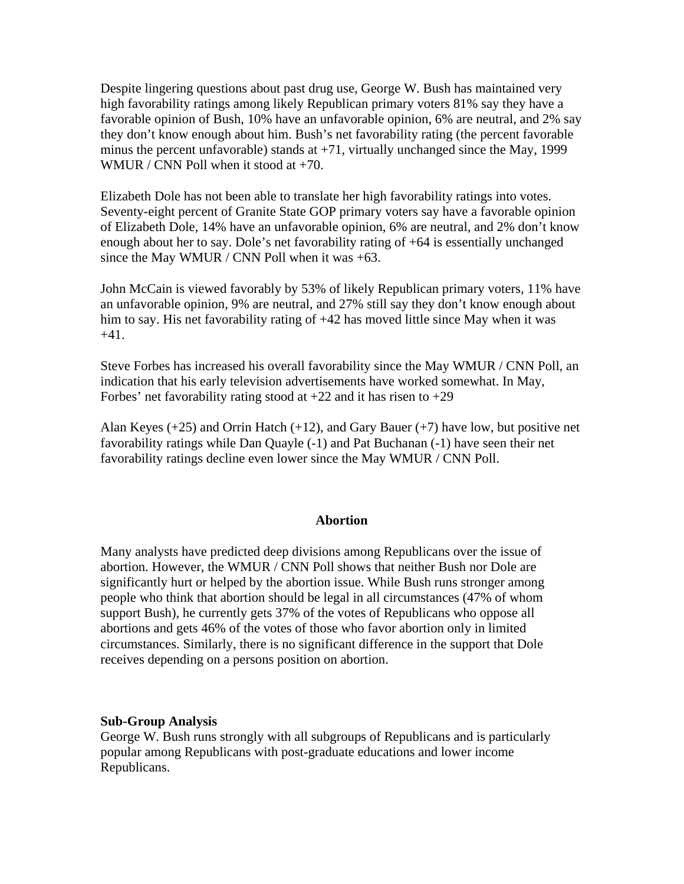Despite lingering questions about past drug use, George W. Bush has maintained very high favorability ratings among likely Republican primary voters 81% say they have a favorable opinion of Bush, 10% have an unfavorable opinion, 6% are neutral, and 2% say they don't know enough about him. Bush's net favorability rating (the percent favorable minus the percent unfavorable) stands at +71, virtually unchanged since the May, 1999 WMUR / CNN Poll when it stood at +70.

Elizabeth Dole has not been able to translate her high favorability ratings into votes. Seventy-eight percent of Granite State GOP primary voters say have a favorable opinion of Elizabeth Dole, 14% have an unfavorable opinion, 6% are neutral, and 2% don't know enough about her to say. Dole's net favorability rating of +64 is essentially unchanged since the May WMUR / CNN Poll when it was +63.

John McCain is viewed favorably by 53% of likely Republican primary voters, 11% have an unfavorable opinion, 9% are neutral, and 27% still say they don't know enough about him to say. His net favorability rating of +42 has moved little since May when it was +41.

Steve Forbes has increased his overall favorability since the May WMUR / CNN Poll, an indication that his early television advertisements have worked somewhat. In May, Forbes' net favorability rating stood at +22 and it has risen to +29

Alan Keyes (+25) and Orrin Hatch (+12), and Gary Bauer (+7) have low, but positive net favorability ratings while Dan Quayle (-1) and Pat Buchanan (-1) have seen their net favorability ratings decline even lower since the May WMUR / CNN Poll.

## Abortion

Many analysts have predicted deep divisions among Republicans over the issue of abortion. However, the WMUR / CNN Poll shows that neither Bush nor Dole are significantly hurt or helped by the abortion issue. While Bush runs stronger among people who think that abortion should be legal in all circumstances (47% of whom support Bush), he currently gets 37% of the votes of Republicans who oppose all abortions and gets 46% of the votes of those who favor abortion only in limited circumstances. Similarly, there is no significant difference in the support that Dole receives depending on a persons position on abortion.

**Sub-Group Analysis**

George W. Bush runs strongly with all subgroups of Republicans and is particularly popular among Republicans with post-graduate educations and lower income Republicans.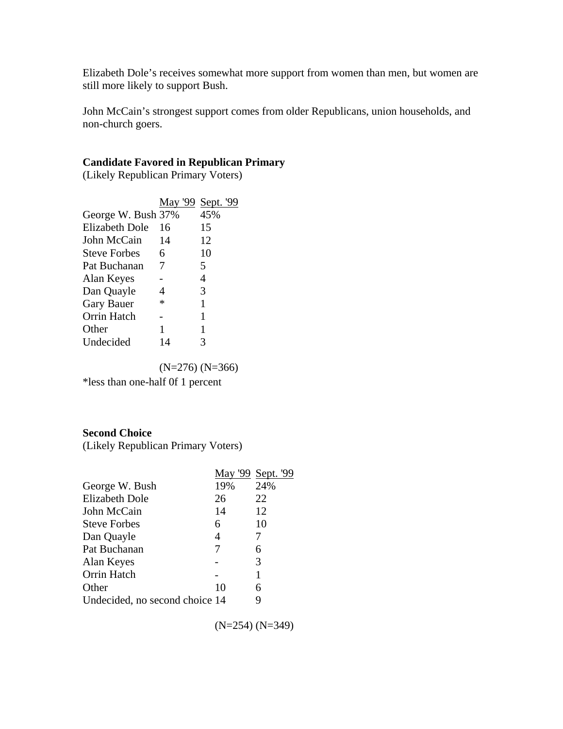Elizabeth Dole's receives somewhat more support from women than men, but women are still more likely to support Bush.

John McCain's strongest support comes from older Republicans, union households, and non-church goers.

**Candidate Favored in Republican Primary**
(Likely Republican Primary Voters)

| | May '99 | Sept. '99 |
|---|---|---|
| George W. Bush | 37% | 45% |
| Elizabeth Dole | 16 | 15 |
| John McCain | 14 | 12 |
| Steve Forbes | 6 | 10 |
| Pat Buchanan | 7 | 5 |
| Alan Keyes | - | 4 |
| Dan Quayle | 4 | 3 |
| Gary Bauer | * | 1 |
| Orrin Hatch | - | 1 |
| Other | 1 | 1 |
| Undecided | 14 | 3 |
| | (N=276) | (N=366) |

*less than one-half 0f 1 percent

**Second Choice**
(Likely Republican Primary Voters)

| | May '99 | Sept. '99 |
|---|---|---|
| George W. Bush | 19% | 24% |
| Elizabeth Dole | 26 | 22 |
| John McCain | 14 | 12 |
| Steve Forbes | 6 | 10 |
| Dan Quayle | 4 | 7 |
| Pat Buchanan | 7 | 6 |
| Alan Keyes | - | 3 |
| Orrin Hatch | - | 1 |
| Other | 10 | 6 |
| Undecided, no second choice | 14 | 9 |
| | (N=254) | (N=349) |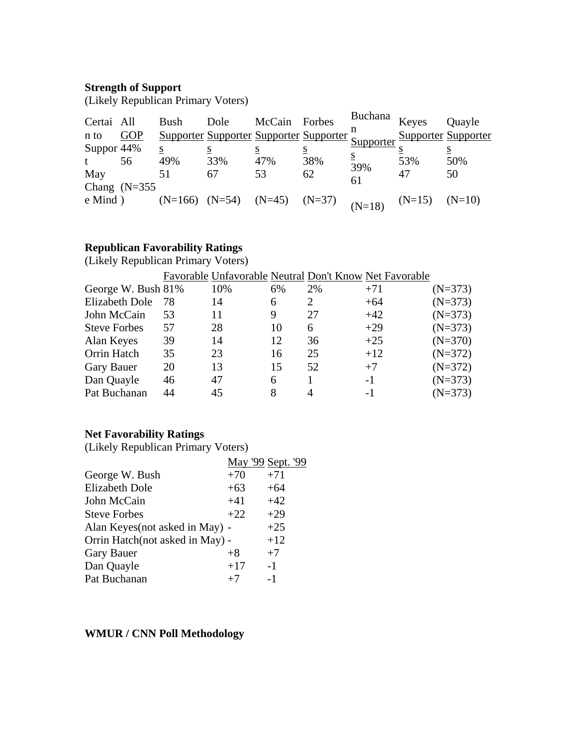**Strength of Support**

(Likely Republican Primary Voters)

| | All GOP | Bush Supporters | Dole Supporters | McCain Supporters | Forbes Supporters | Buchanan Supporters | Keyes Supporters | Quayle Supporters |
|---|---|---|---|---|---|---|---|---|
| Certain to Support | 44% | 49% | 33% | 47% | 38% | 39% | 53% | 50% |
| May Change Mind | 56 | 51 | 67 | 53 | 62 | 61 | 47 | 50 |
| | (N=355) | (N=166) | (N=54) | (N=45) | (N=37) | (N=18) | (N=15) | (N=10) |

**Republican Favorability Ratings**

(Likely Republican Primary Voters)

| | Favorable | Unfavorable | Neutral | Don't Know | Net Favorable | |
|---|---|---|---|---|---|---|
| George W. Bush | 81% | 10% | 6% | 2% | +71 | (N=373) |
| Elizabeth Dole | 78 | 14 | 6 | 2 | +64 | (N=373) |
| John McCain | 53 | 11 | 9 | 27 | +42 | (N=373) |
| Steve Forbes | 57 | 28 | 10 | 6 | +29 | (N=373) |
| Alan Keyes | 39 | 14 | 12 | 36 | +25 | (N=370) |
| Orrin Hatch | 35 | 23 | 16 | 25 | +12 | (N=372) |
| Gary Bauer | 20 | 13 | 15 | 52 | +7 | (N=372) |
| Dan Quayle | 46 | 47 | 6 | 1 | -1 | (N=373) |
| Pat Buchanan | 44 | 45 | 8 | 4 | -1 | (N=373) |

**Net Favorability Ratings**

(Likely Republican Primary Voters)

| | May '99 | Sept. '99 |
|---|---|---|
| George W. Bush | +70 | +71 |
| Elizabeth Dole | +63 | +64 |
| John McCain | +41 | +42 |
| Steve Forbes | +22 | +29 |
| Alan Keyes(not asked in May) | - | +25 |
| Orrin Hatch(not asked in May) | - | +12 |
| Gary Bauer | +8 | +7 |
| Dan Quayle | +17 | -1 |
| Pat Buchanan | +7 | -1 |

**WMUR / CNN Poll Methodology**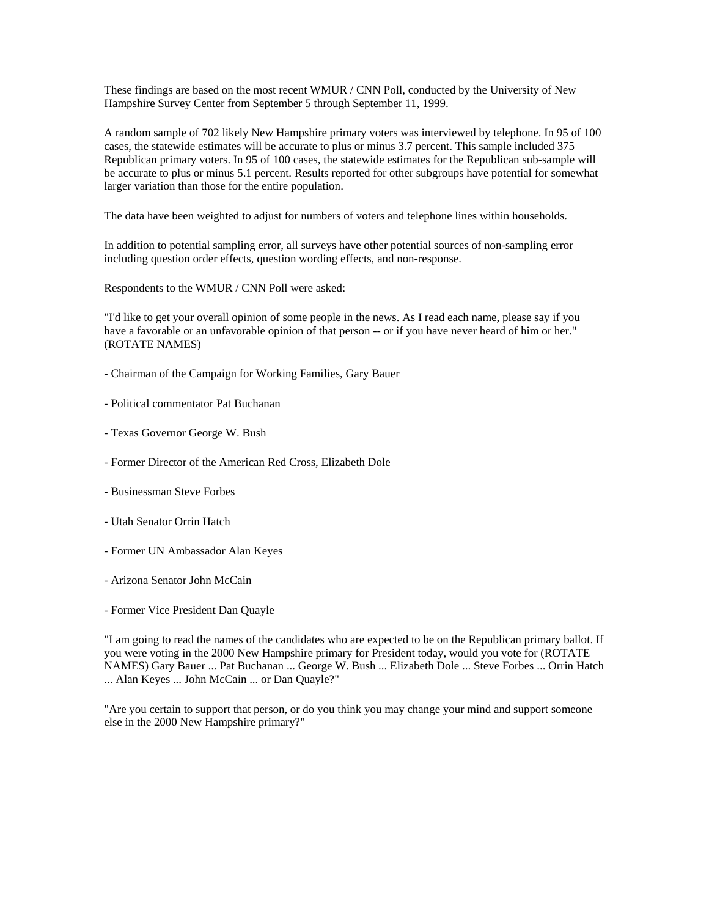These findings are based on the most recent WMUR / CNN Poll, conducted by the University of New Hampshire Survey Center from September 5 through September 11, 1999.

A random sample of 702 likely New Hampshire primary voters was interviewed by telephone. In 95 of 100 cases, the statewide estimates will be accurate to plus or minus 3.7 percent. This sample included 375 Republican primary voters. In 95 of 100 cases, the statewide estimates for the Republican sub-sample will be accurate to plus or minus 5.1 percent. Results reported for other subgroups have potential for somewhat larger variation than those for the entire population.

The data have been weighted to adjust for numbers of voters and telephone lines within households.

In addition to potential sampling error, all surveys have other potential sources of non-sampling error including question order effects, question wording effects, and non-response.

Respondents to the WMUR / CNN Poll were asked:

"I'd like to get your overall opinion of some people in the news. As I read each name, please say if you have a favorable or an unfavorable opinion of that person -- or if you have never heard of him or her." (ROTATE NAMES)

- Chairman of the Campaign for Working Families, Gary Bauer

- Political commentator Pat Buchanan

- Texas Governor George W. Bush

- Former Director of the American Red Cross, Elizabeth Dole

- Businessman Steve Forbes

- Utah Senator Orrin Hatch

- Former UN Ambassador Alan Keyes

- Arizona Senator John McCain

- Former Vice President Dan Quayle

"I am going to read the names of the candidates who are expected to be on the Republican primary ballot. If you were voting in the 2000 New Hampshire primary for President today, would you vote for (ROTATE NAMES) Gary Bauer ... Pat Buchanan ... George W. Bush ... Elizabeth Dole ... Steve Forbes ... Orrin Hatch ... Alan Keyes ... John McCain ... or Dan Quayle?"

"Are you certain to support that person, or do you think you may change your mind and support someone else in the 2000 New Hampshire primary?"